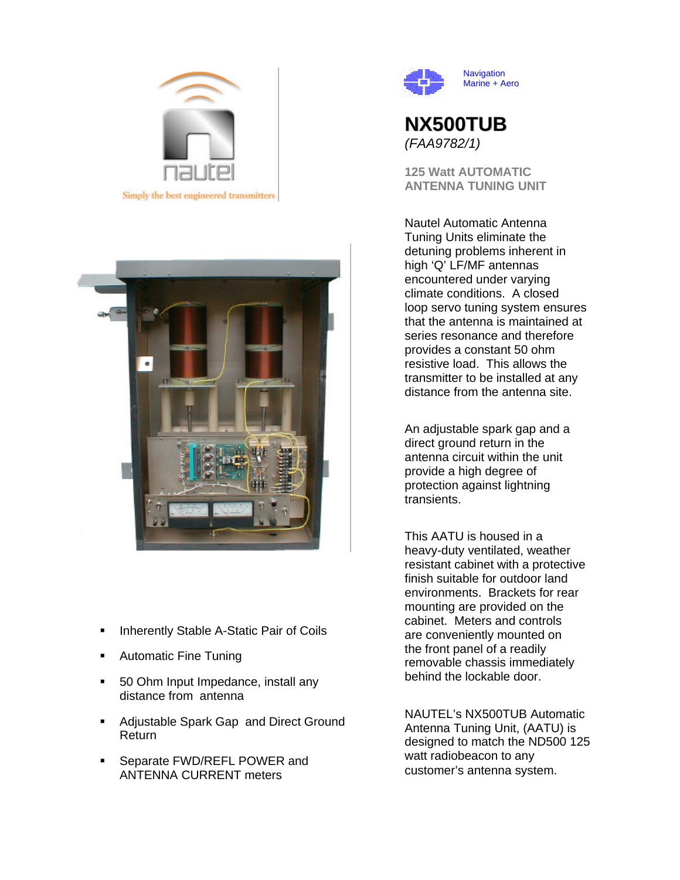nautel

Simply the best engineered transmitters

Navigation
Marine + Aero

# NX500TUB

*(FAA9782/1)*

## 125 Watt AUTOMATIC ANTENNA TUNING UNIT

Nautel Automatic Antenna Tuning Units eliminate the detuning problems inherent in high 'Q' LF/MF antennas encountered under varying climate conditions. A closed loop servo tuning system ensures that the antenna is maintained at series resonance and therefore provides a constant 50 ohm resistive load. This allows the transmitter to be installed at any distance from the antenna site.

An adjustable spark gap and a direct ground return in the antenna circuit within the unit provide a high degree of protection against lightning transients.

This AATU is housed in a heavy-duty ventilated, weather resistant cabinet with a protective finish suitable for outdoor land environments. Brackets for rear mounting are provided on the cabinet. Meters and controls are conveniently mounted on the front panel of a readily removable chassis immediately behind the lockable door.

NAUTEL's NX500TUB Automatic Antenna Tuning Unit, (AATU) is designed to match the ND500 125 watt radiobeacon to any customer's antenna system.

- Inherently Stable A-Static Pair of Coils
- Automatic Fine Tuning
- 50 Ohm Input Impedance, install any distance from antenna
- Adjustable Spark Gap and Direct Ground Return
- Separate FWD/REFL POWER and ANTENNA CURRENT meters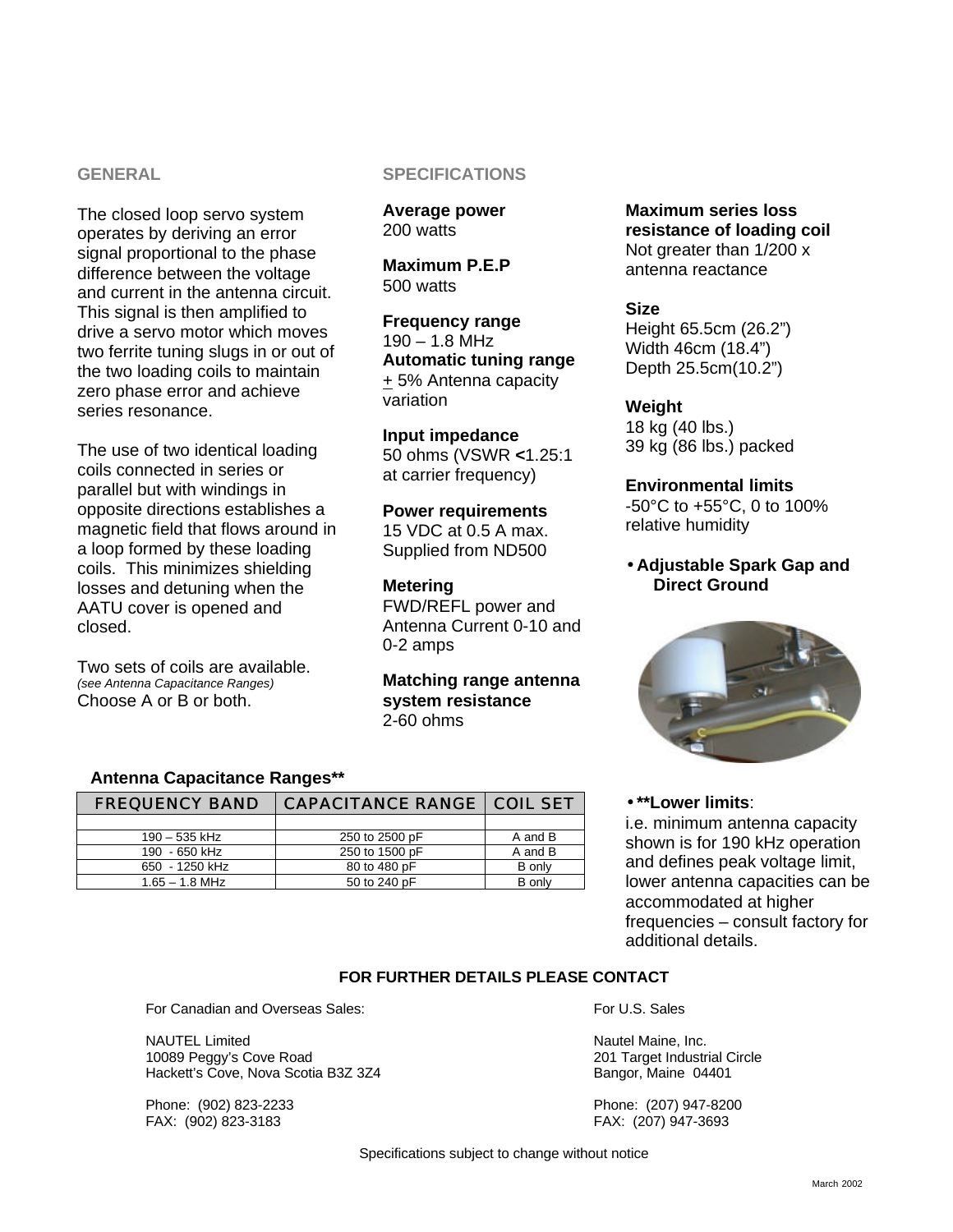## GENERAL

The closed loop servo system operates by deriving an error signal proportional to the phase difference between the voltage and current in the antenna circuit. This signal is then amplified to drive a servo motor which moves two ferrite tuning slugs in or out of the two loading coils to maintain zero phase error and achieve series resonance.

The use of two identical loading coils connected in series or parallel but with windings in opposite directions establishes a magnetic field that flows around in a loop formed by these loading coils. This minimizes shielding losses and detuning when the AATU cover is opened and closed.

Two sets of coils are available.
*(see Antenna Capacitance Ranges)*
Choose A or B or both.

## SPECIFICATIONS

**Average power**
200 watts

**Maximum P.E.P**
500 watts

**Frequency range**
190 – 1.8 MHz
**Automatic tuning range**
± 5% Antenna capacity variation

**Input impedance**
50 ohms (VSWR **<**1.25:1 at carrier frequency)

**Power requirements**
15 VDC at 0.5 A max.
Supplied from ND500

**Metering**
FWD/REFL power and Antenna Current 0-10 and 0-2 amps

**Matching range antenna system resistance**
2-60 ohms

**Maximum series loss resistance of loading coil**
Not greater than 1/200 x antenna reactance

**Size**
Height 65.5cm (26.2")
Width 46cm (18.4")
Depth 25.5cm(10.2")

**Weight**
18 kg (40 lbs.)
39 kg (86 lbs.) packed

**Environmental limits**
-50°C to +55°C, 0 to 100% relative humidity

- **Adjustable Spark Gap and Direct Ground**

**Antenna Capacitance Ranges****

| FREQUENCY BAND | CAPACITANCE RANGE | COIL SET |
|---|---|---|
| | | |
| 190 – 535 kHz | 250 to 2500 pF | A and B |
| 190 - 650 kHz | 250 to 1500 pF | A and B |
| 650 - 1250 kHz | 80 to 480 pF | B only |
| 1.65 – 1.8 MHz | 50 to 240 pF | B only |

- ****Lower limits**:

i.e. minimum antenna capacity shown is for 190 kHz operation and defines peak voltage limit, lower antenna capacities can be accommodated at higher frequencies – consult factory for additional details.

**FOR FURTHER DETAILS PLEASE CONTACT**

For Canadian and Overseas Sales:

NAUTEL Limited
10089 Peggy's Cove Road
Hackett's Cove, Nova Scotia B3Z 3Z4

Phone: (902) 823-2233
FAX: (902) 823-3183

For U.S. Sales

Nautel Maine, Inc.
201 Target Industrial Circle
Bangor, Maine 04401

Phone: (207) 947-8200
FAX: (207) 947-3693

Specifications subject to change without notice

March 2002